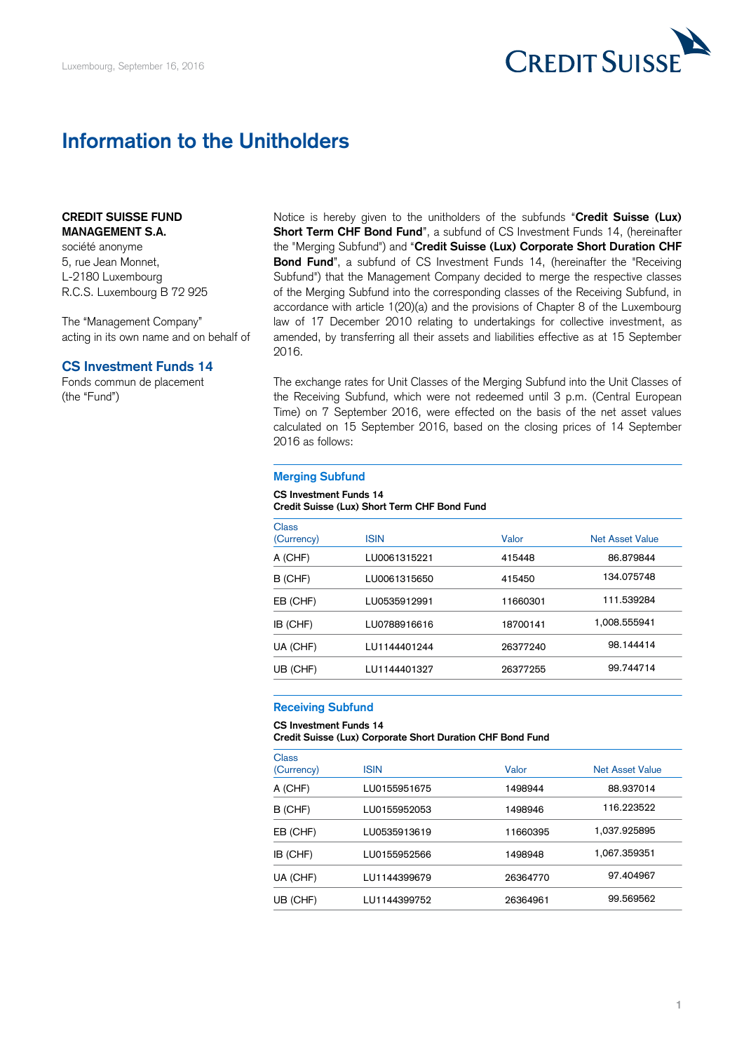Luxembourg, September 16, 2016

# Information to the Unitholders

**CREDIT SUISSE FUND MANAGEMENT S.A.**
société anonyme
5, rue Jean Monnet,
L-2180 Luxembourg
R.C.S. Luxembourg B 72 925

The "Management Company"
acting in its own name and on behalf of

## CS Investment Funds 14

Fonds commun de placement
(the "Fund")

Notice is hereby given to the unitholders of the subfunds "**Credit Suisse (Lux) Short Term CHF Bond Fund**", a subfund of CS Investment Funds 14, (hereinafter the "Merging Subfund") and "**Credit Suisse (Lux) Corporate Short Duration CHF Bond Fund**", a subfund of CS Investment Funds 14, (hereinafter the "Receiving Subfund") that the Management Company decided to merge the respective classes of the Merging Subfund into the corresponding classes of the Receiving Subfund, in accordance with article 1(20)(a) and the provisions of Chapter 8 of the Luxembourg law of 17 December 2010 relating to undertakings for collective investment, as amended, by transferring all their assets and liabilities effective as at 15 September 2016.

The exchange rates for Unit Classes of the Merging Subfund into the Unit Classes of the Receiving Subfund, which were not redeemed until 3 p.m. (Central European Time) on 7 September 2016, were effected on the basis of the net asset values calculated on 15 September 2016, based on the closing prices of 14 September 2016 as follows:

### Merging Subfund

**CS Investment Funds 14**
**Credit Suisse (Lux) Short Term CHF Bond Fund**

| Class (Currency) | ISIN | Valor | Net Asset Value |
|---|---|---|---|
| A (CHF) | LU0061315221 | 415448 | 86.879844 |
| B (CHF) | LU0061315650 | 415450 | 134.075748 |
| EB (CHF) | LU0535912991 | 11660301 | 111.539284 |
| IB (CHF) | LU0788916616 | 18700141 | 1,008.555941 |
| UA (CHF) | LU1144401244 | 26377240 | 98.144414 |
| UB (CHF) | LU1144401327 | 26377255 | 99.744714 |

### Receiving Subfund

**CS Investment Funds 14**
**Credit Suisse (Lux) Corporate Short Duration CHF Bond Fund**

| Class (Currency) | ISIN | Valor | Net Asset Value |
|---|---|---|---|
| A (CHF) | LU0155951675 | 1498944 | 88.937014 |
| B (CHF) | LU0155952053 | 1498946 | 116.223522 |
| EB (CHF) | LU0535913619 | 11660395 | 1,037.925895 |
| IB (CHF) | LU0155952566 | 1498948 | 1,067.359351 |
| UA (CHF) | LU1144399679 | 26364770 | 97.404967 |
| UB (CHF) | LU1144399752 | 26364961 | 99.569562 |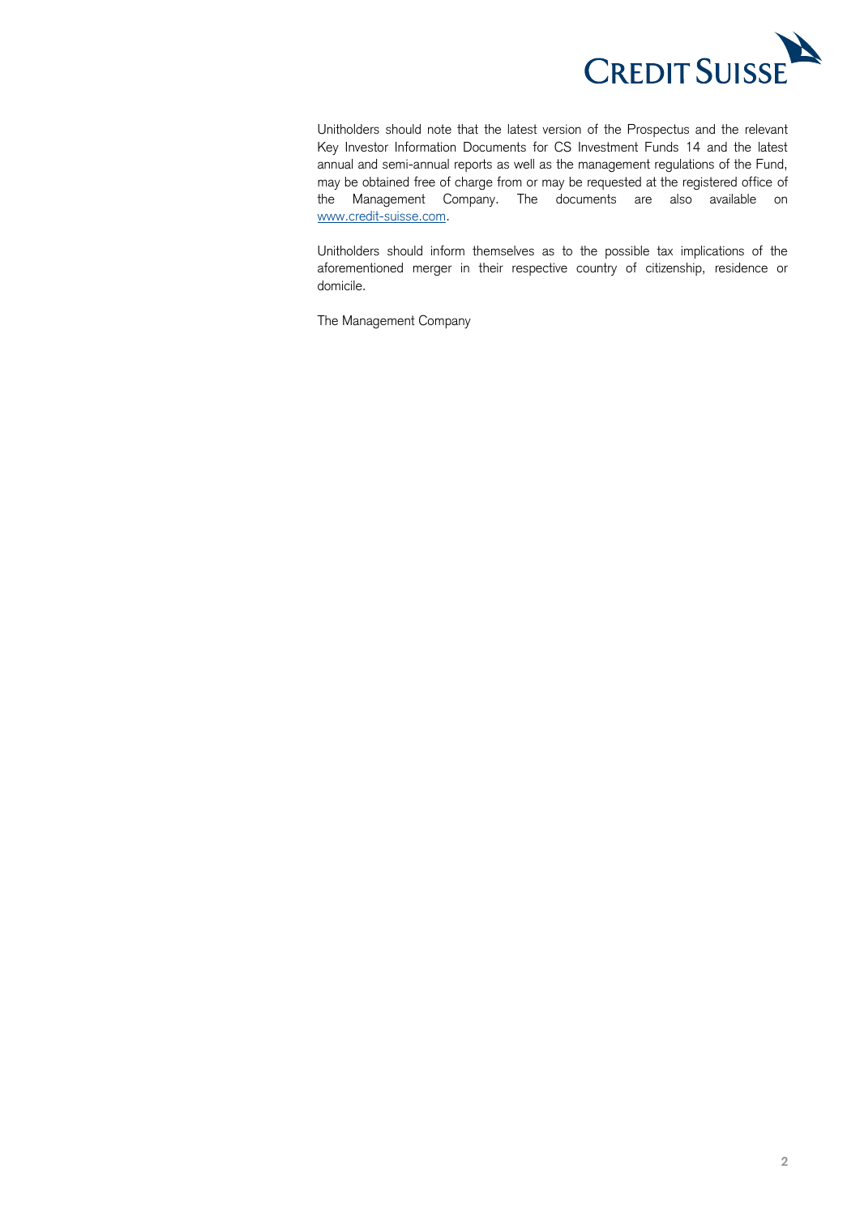Unitholders should note that the latest version of the Prospectus and the relevant Key Investor Information Documents for CS Investment Funds 14 and the latest annual and semi-annual reports as well as the management regulations of the Fund, may be obtained free of charge from or may be requested at the registered office of the Management Company. The documents are also available on [www.credit-suisse.com](http://www.credit-suisse.com).

Unitholders should inform themselves as to the possible tax implications of the aforementioned merger in their respective country of citizenship, residence or domicile.

The Management Company